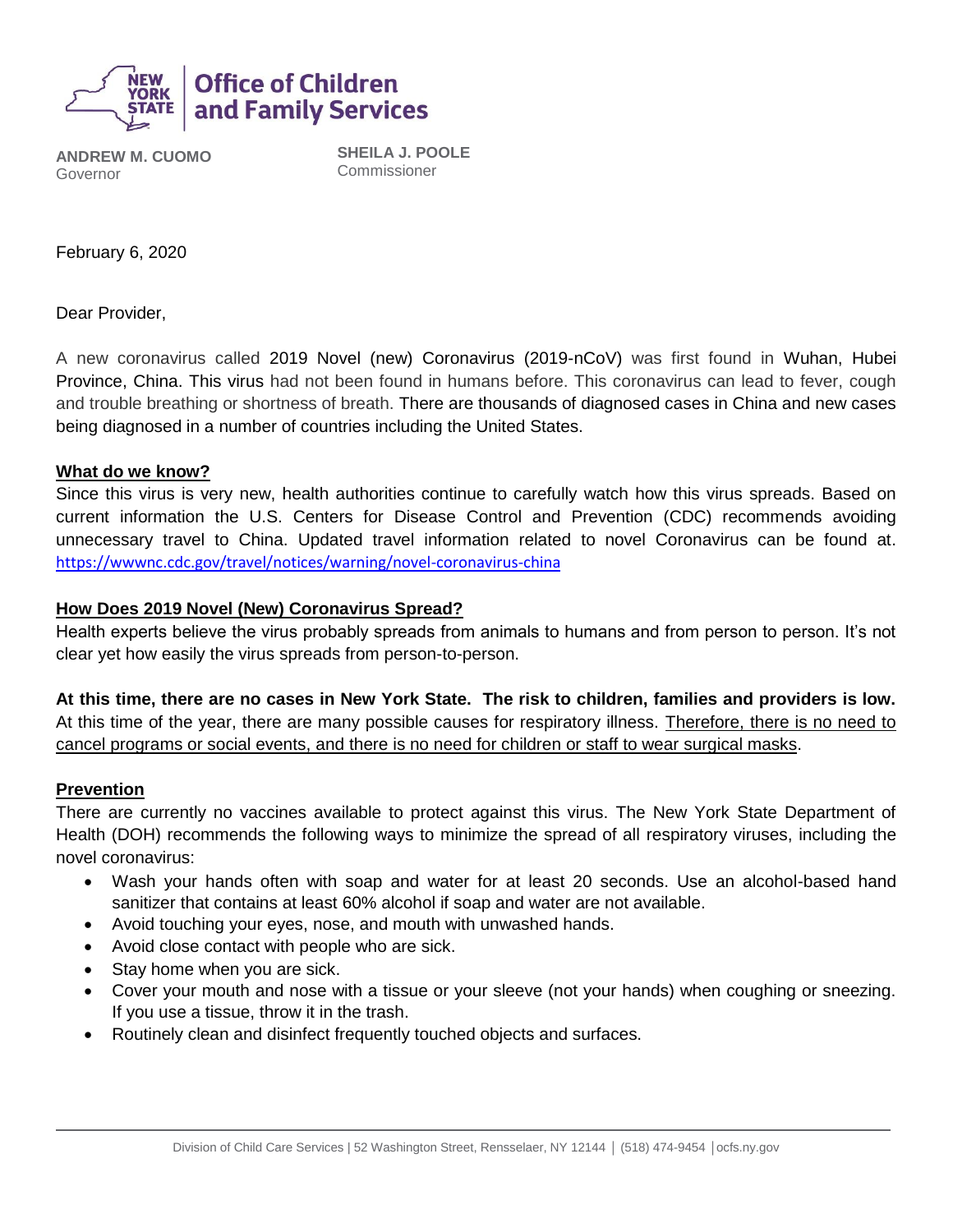**Office of Children and Family Services**

**ANDREW M. CUOMO**
Governor

**SHEILA J. POOLE**
Commissioner

February 6, 2020

Dear Provider,

A new coronavirus called 2019 Novel (new) Coronavirus (2019-nCoV) was first found in Wuhan, Hubei Province, China. This virus had not been found in humans before. This coronavirus can lead to fever, cough and trouble breathing or shortness of breath. There are thousands of diagnosed cases in China and new cases being diagnosed in a number of countries including the United States.

## What do we know?

Since this virus is very new, health authorities continue to carefully watch how this virus spreads. Based on current information the U.S. Centers for Disease Control and Prevention (CDC) recommends avoiding unnecessary travel to China. Updated travel information related to novel Coronavirus can be found at. https://wwwnc.cdc.gov/travel/notices/warning/novel-coronavirus-china

## How Does 2019 Novel (New) Coronavirus Spread?

Health experts believe the virus probably spreads from animals to humans and from person to person. It's not clear yet how easily the virus spreads from person-to-person.

**At this time, there are no cases in New York State. The risk to children, families and providers is low.** At this time of the year, there are many possible causes for respiratory illness. Therefore, there is no need to cancel programs or social events, and there is no need for children or staff to wear surgical masks.

## Prevention

There are currently no vaccines available to protect against this virus. The New York State Department of Health (DOH) recommends the following ways to minimize the spread of all respiratory viruses, including the novel coronavirus:

- Wash your hands often with soap and water for at least 20 seconds. Use an alcohol-based hand sanitizer that contains at least 60% alcohol if soap and water are not available.
- Avoid touching your eyes, nose, and mouth with unwashed hands.
- Avoid close contact with people who are sick.
- Stay home when you are sick.
- Cover your mouth and nose with a tissue or your sleeve (not your hands) when coughing or sneezing. If you use a tissue, throw it in the trash.
- Routinely clean and disinfect frequently touched objects and surfaces.

Division of Child Care Services | 52 Washington Street, Rensselaer, NY 12144 | (518) 474-9454 | ocfs.ny.gov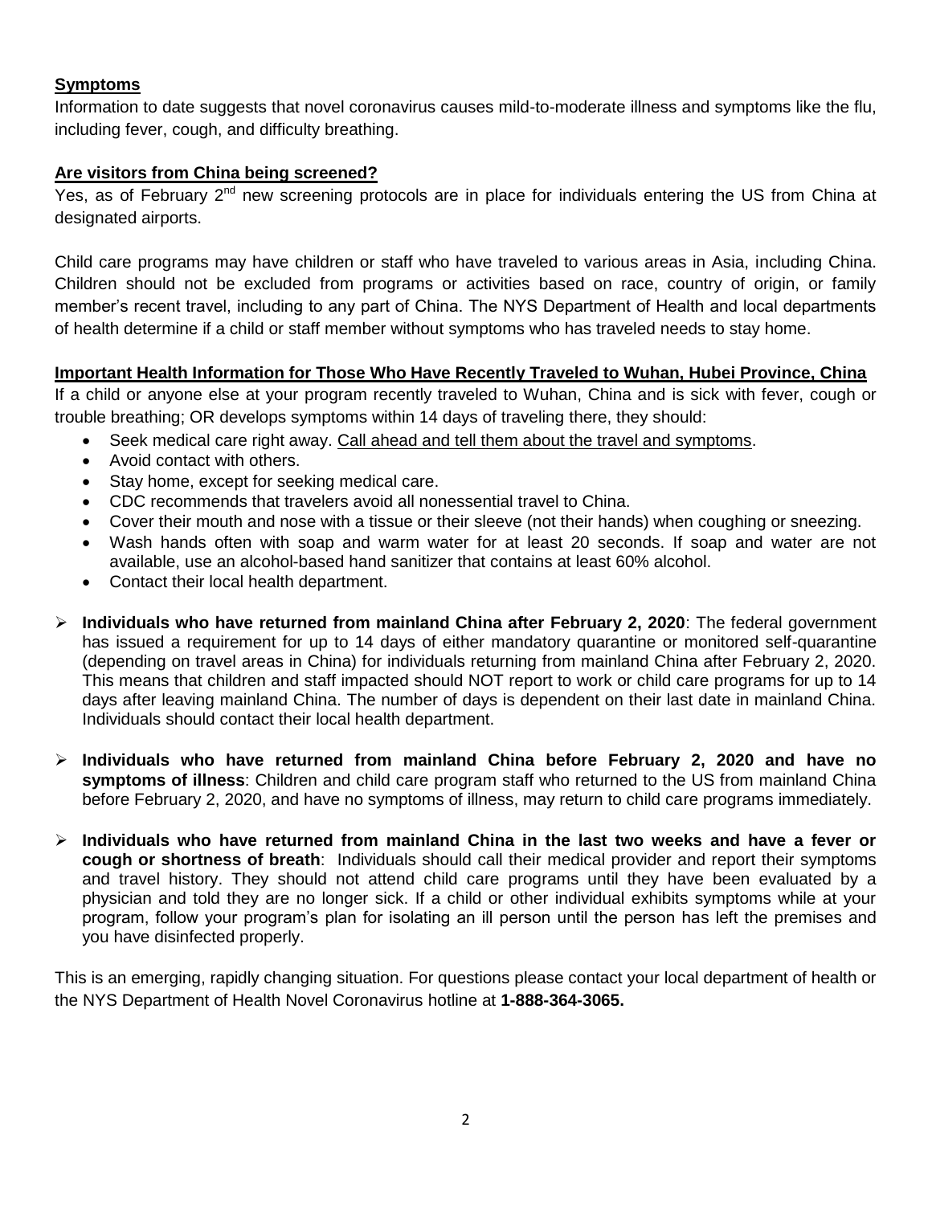**Symptoms**

Information to date suggests that novel coronavirus causes mild-to-moderate illness and symptoms like the flu, including fever, cough, and difficulty breathing.

**Are visitors from China being screened?**

Yes, as of February 2nd new screening protocols are in place for individuals entering the US from China at designated airports.

Child care programs may have children or staff who have traveled to various areas in Asia, including China. Children should not be excluded from programs or activities based on race, country of origin, or family member's recent travel, including to any part of China. The NYS Department of Health and local departments of health determine if a child or staff member without symptoms who has traveled needs to stay home.

**Important Health Information for Those Who Have Recently Traveled to Wuhan, Hubei Province, China**

If a child or anyone else at your program recently traveled to Wuhan, China and is sick with fever, cough or trouble breathing; OR develops symptoms within 14 days of traveling there, they should:

- Seek medical care right away. Call ahead and tell them about the travel and symptoms.
- Avoid contact with others.
- Stay home, except for seeking medical care.
- CDC recommends that travelers avoid all nonessential travel to China.
- Cover their mouth and nose with a tissue or their sleeve (not their hands) when coughing or sneezing.
- Wash hands often with soap and warm water for at least 20 seconds. If soap and water are not available, use an alcohol-based hand sanitizer that contains at least 60% alcohol.
- Contact their local health department.

- **Individuals who have returned from mainland China after February 2, 2020**: The federal government has issued a requirement for up to 14 days of either mandatory quarantine or monitored self-quarantine (depending on travel areas in China) for individuals returning from mainland China after February 2, 2020. This means that children and staff impacted should NOT report to work or child care programs for up to 14 days after leaving mainland China. The number of days is dependent on their last date in mainland China. Individuals should contact their local health department.

- **Individuals who have returned from mainland China before February 2, 2020 and have no symptoms of illness**: Children and child care program staff who returned to the US from mainland China before February 2, 2020, and have no symptoms of illness, may return to child care programs immediately.

- **Individuals who have returned from mainland China in the last two weeks and have a fever or cough or shortness of breath**: Individuals should call their medical provider and report their symptoms and travel history. They should not attend child care programs until they have been evaluated by a physician and told they are no longer sick. If a child or other individual exhibits symptoms while at your program, follow your program's plan for isolating an ill person until the person has left the premises and you have disinfected properly.

This is an emerging, rapidly changing situation. For questions please contact your local department of health or the NYS Department of Health Novel Coronavirus hotline at **1-888-364-3065.**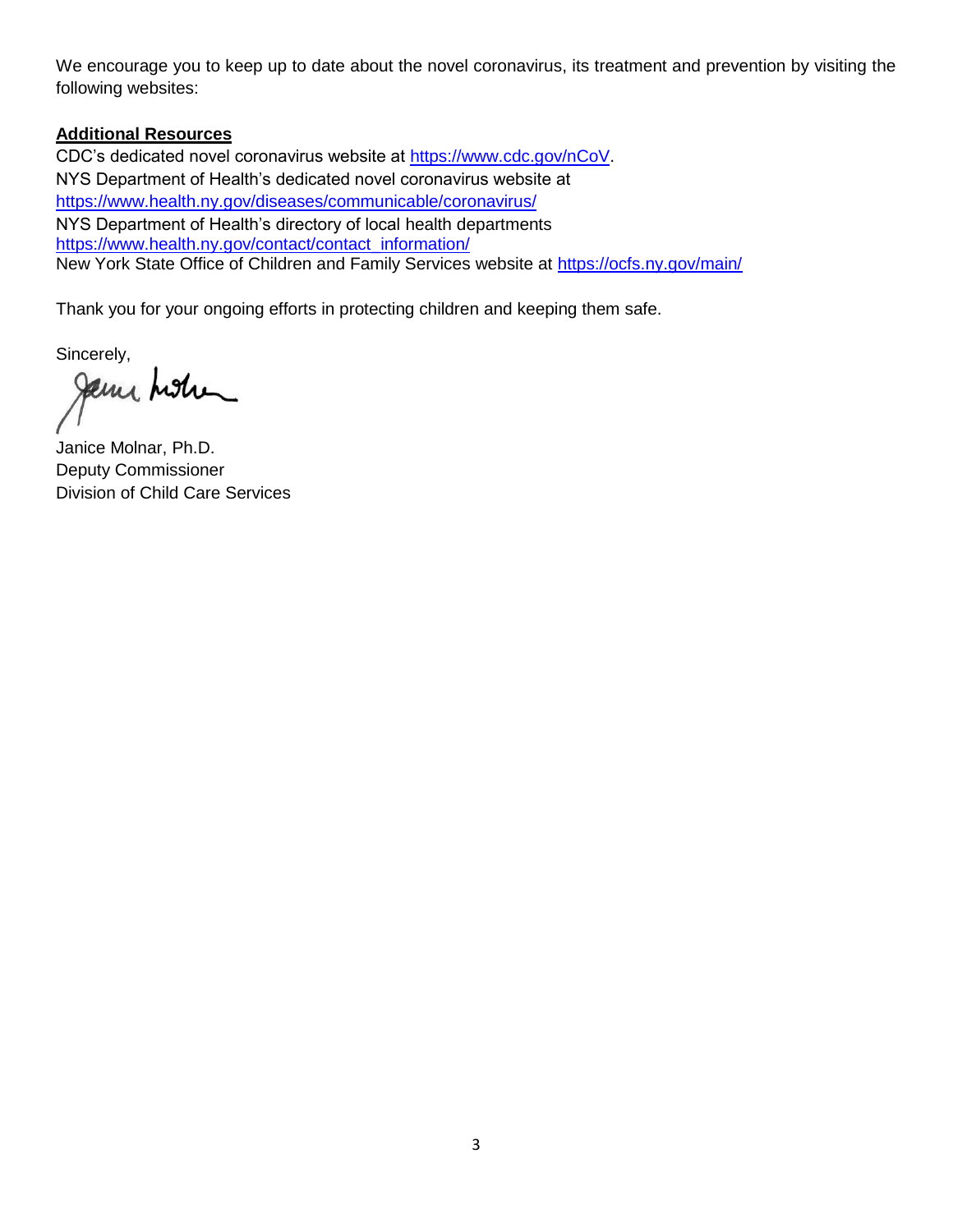We encourage you to keep up to date about the novel coronavirus, its treatment and prevention by visiting the following websites:

**Additional Resources**

CDC's dedicated novel coronavirus website at https://www.cdc.gov/nCoV.
NYS Department of Health's dedicated novel coronavirus website at https://www.health.ny.gov/diseases/communicable/coronavirus/
NYS Department of Health's directory of local health departments https://www.health.ny.gov/contact/contact_information/
New York State Office of Children and Family Services website at https://ocfs.ny.gov/main/

Thank you for your ongoing efforts in protecting children and keeping them safe.

Sincerely,

Janice Molnar, Ph.D.
Deputy Commissioner
Division of Child Care Services